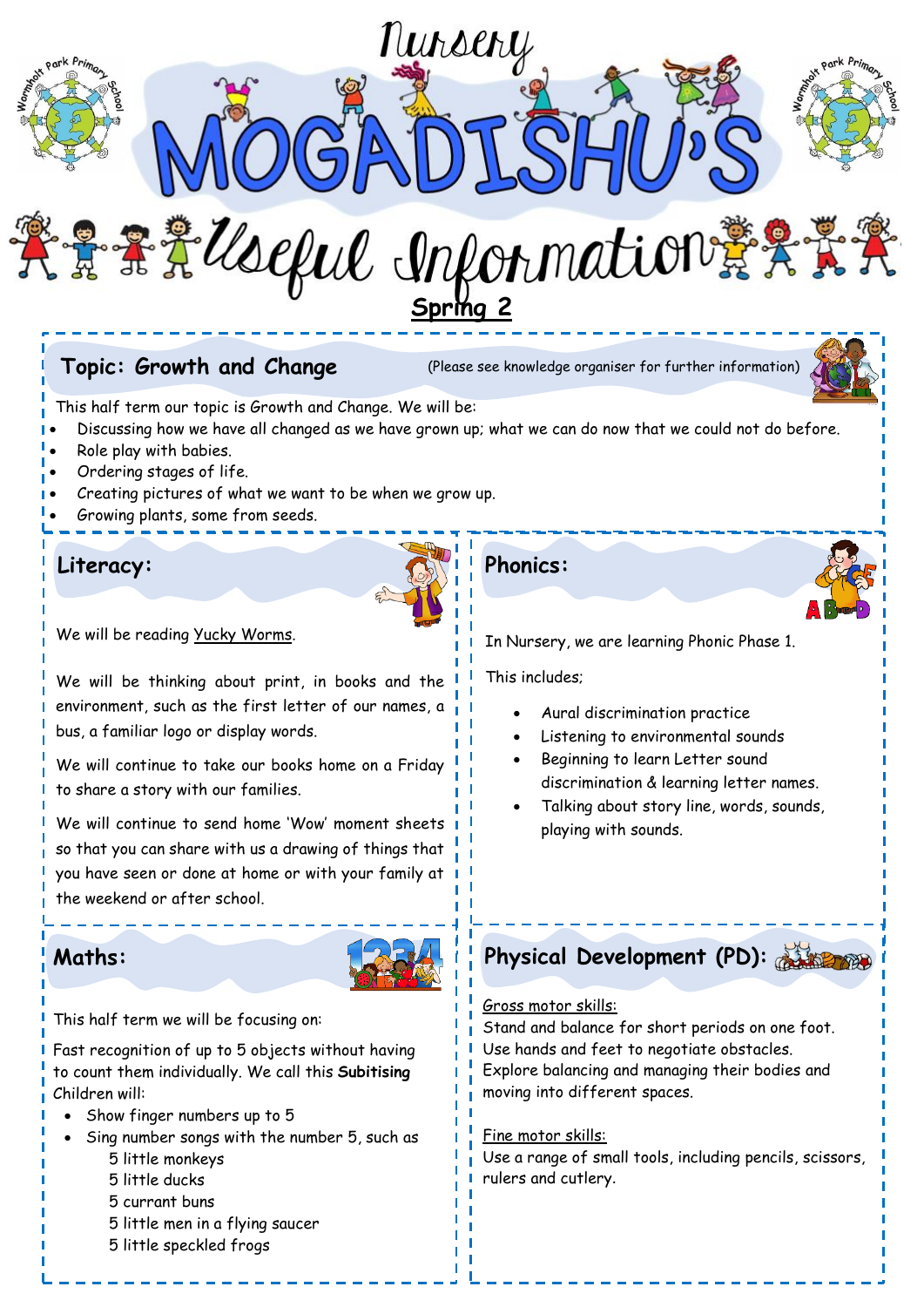# Nursery

# MOGADISHU'S

# Useful Information

**Spring 2**

## Topic: Growth and Change

(Please see knowledge organiser for further information)

This half term our topic is Growth and Change. We will be:

- Discussing how we have all changed as we have grown up; what we can do now that we could not do before.
- Role play with babies.
- Ordering stages of life.
- Creating pictures of what we want to be when we grow up.
- Growing plants, some from seeds.

## Literacy:

We will be reading Yucky Worms.

We will be thinking about print, in books and the environment, such as the first letter of our names, a bus, a familiar logo or display words.

We will continue to take our books home on a Friday to share a story with our families.

We will continue to send home 'Wow' moment sheets so that you can share with us a drawing of things that you have seen or done at home or with your family at the weekend or after school.

## Phonics:

In Nursery, we are learning Phonic Phase 1.

This includes;

- Aural discrimination practice
- Listening to environmental sounds
- Beginning to learn Letter sound discrimination & learning letter names.
- Talking about story line, words, sounds, playing with sounds.

## Maths:

This half term we will be focusing on:

Fast recognition of up to 5 objects without having to count them individually. We call this **Subitising**

Children will:

- Show finger numbers up to 5
- Sing number songs with the number 5, such as
  - 5 little monkeys
  - 5 little ducks
  - 5 currant buns
  - 5 little men in a flying saucer
  - 5 little speckled frogs

## Physical Development (PD):

Gross motor skills:

Stand and balance for short periods on one foot.
Use hands and feet to negotiate obstacles.
Explore balancing and managing their bodies and moving into different spaces.

Fine motor skills:

Use a range of small tools, including pencils, scissors, rulers and cutlery.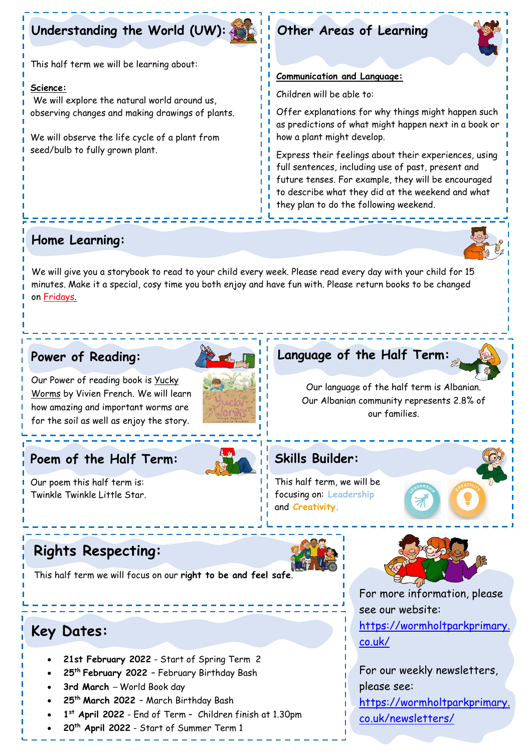## Understanding the World (UW):

This half term we will be learning about:

**Science:**

We will explore the natural world around us, observing changes and making drawings of plants.

We will observe the life cycle of a plant from seed/bulb to fully grown plant.

## Other Areas of Learning

**Communication and Language:**

Children will be able to:

Offer explanations for why things might happen such as predictions of what might happen next in a book or how a plant might develop.

Express their feelings about their experiences, using full sentences, including use of past, present and future tenses. For example, they will be encouraged to describe what they did at the weekend and what they plan to do the following weekend.

## Home Learning:

We will give you a storybook to read to your child every week. Please read every day with your child for 15 minutes. Make it a special, cosy time you both enjoy and have fun with. Please return books to be changed on Fridays.

## Power of Reading:

Our Power of reading book is Yucky Worms by Vivien French. We will learn how amazing and important worms are for the soil as well as enjoy the story.

## Language of the Half Term:

Our language of the half term is Albanian. Our Albanian community represents 2.8% of our families.

## Poem of the Half Term:

Our poem this half term is:
Twinkle Twinkle Little Star.

## Skills Builder:

This half term, we will be focusing on: Leadership and Creativity.

## Rights Respecting:

This half term we will focus on our **right to be and feel safe**.

## Key Dates:

- **21st February 2022** - Start of Spring Term 2
- **25th February 2022** – February Birthday Bash
- **3rd March** – World Book day
- **25th March 2022** – March Birthday Bash
- **1st April 2022** - End of Term – Children finish at 1.30pm
- **20th April 2022** - Start of Summer Term 1

For more information, please see our website: https://wormholtparkprimary.co.uk/

For our weekly newsletters, please see: https://wormholtparkprimary.co.uk/newsletters/